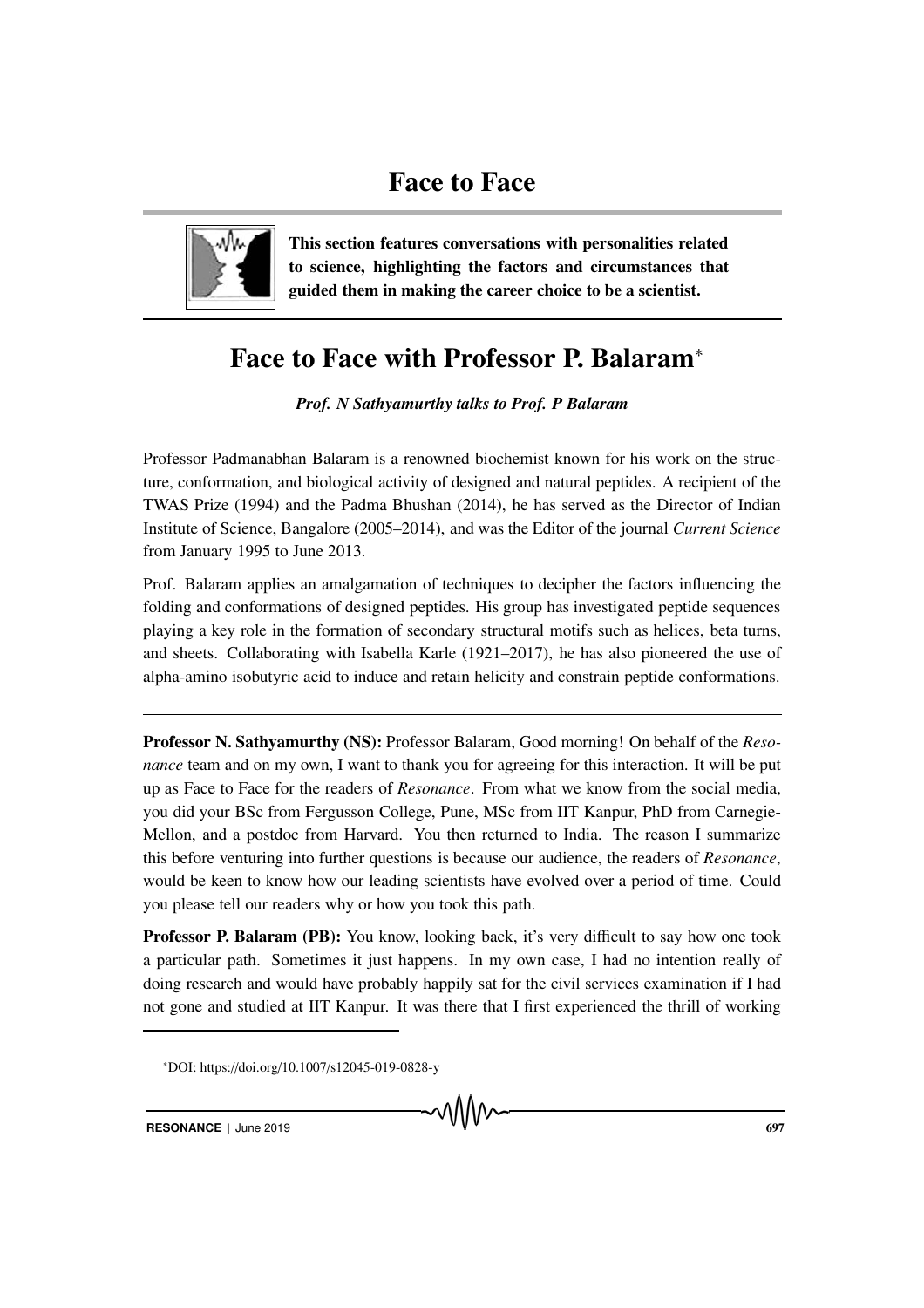# Face to Face

**This section features conversations with personalities related to science, highlighting the factors and circumstances that guided them in making the career choice to be a scientist.**

## Face to Face with Professor P. Balaram*

***Prof. N Sathyamurthy talks to Prof. P Balaram***

Professor Padmanabhan Balaram is a renowned biochemist known for his work on the structure, conformation, and biological activity of designed and natural peptides. A recipient of the TWAS Prize (1994) and the Padma Bhushan (2014), he has served as the Director of Indian Institute of Science, Bangalore (2005–2014), and was the Editor of the journal *Current Science* from January 1995 to June 2013.

Prof. Balaram applies an amalgamation of techniques to decipher the factors influencing the folding and conformations of designed peptides. His group has investigated peptide sequences playing a key role in the formation of secondary structural motifs such as helices, beta turns, and sheets. Collaborating with Isabella Karle (1921–2017), he has also pioneered the use of alpha-amino isobutyric acid to induce and retain helicity and constrain peptide conformations.

---

**Professor N. Sathyamurthy (NS):** Professor Balaram, Good morning! On behalf of the *Resonance* team and on my own, I want to thank you for agreeing for this interaction. It will be put up as Face to Face for the readers of *Resonance*. From what we know from the social media, you did your BSc from Fergusson College, Pune, MSc from IIT Kanpur, PhD from Carnegie-Mellon, and a postdoc from Harvard. You then returned to India. The reason I summarize this before venturing into further questions is because our audience, the readers of *Resonance*, would be keen to know how our leading scientists have evolved over a period of time. Could you please tell our readers why or how you took this path.

**Professor P. Balaram (PB):** You know, looking back, it's very difficult to say how one took a particular path. Sometimes it just happens. In my own case, I had no intention really of doing research and would have probably happily sat for the civil services examination if I had not gone and studied at IIT Kanpur. It was there that I first experienced the thrill of working

*DOI: https://doi.org/10.1007/s12045-019-0828-y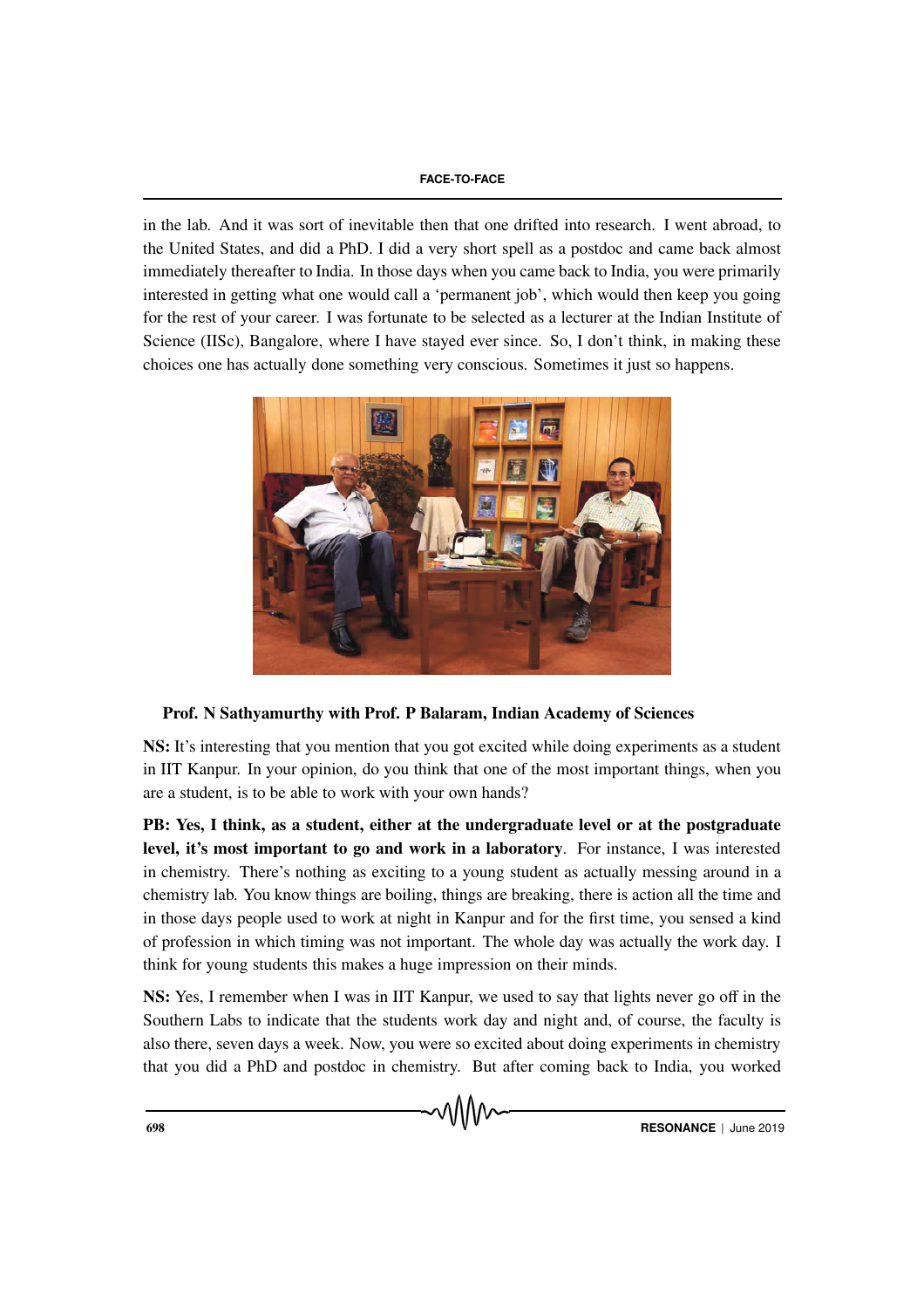in the lab. And it was sort of inevitable then that one drifted into research. I went abroad, to the United States, and did a PhD. I did a very short spell as a postdoc and came back almost immediately thereafter to India. In those days when you came back to India, you were primarily interested in getting what one would call a 'permanent job', which would then keep you going for the rest of your career. I was fortunate to be selected as a lecturer at the Indian Institute of Science (IISc), Bangalore, where I have stayed ever since. So, I don't think, in making these choices one has actually done something very conscious. Sometimes it just so happens.

**Prof. N Sathyamurthy with Prof. P Balaram, Indian Academy of Sciences**

**NS:** It's interesting that you mention that you got excited while doing experiments as a student in IIT Kanpur. In your opinion, do you think that one of the most important things, when you are a student, is to be able to work with your own hands?

**PB: Yes, I think, as a student, either at the undergraduate level or at the postgraduate level, it's most important to go and work in a laboratory**. For instance, I was interested in chemistry. There's nothing as exciting to a young student as actually messing around in a chemistry lab. You know things are boiling, things are breaking, there is action all the time and in those days people used to work at night in Kanpur and for the first time, you sensed a kind of profession in which timing was not important. The whole day was actually the work day. I think for young students this makes a huge impression on their minds.

**NS:** Yes, I remember when I was in IIT Kanpur, we used to say that lights never go off in the Southern Labs to indicate that the students work day and night and, of course, the faculty is also there, seven days a week. Now, you were so excited about doing experiments in chemistry that you did a PhD and postdoc in chemistry. But after coming back to India, you worked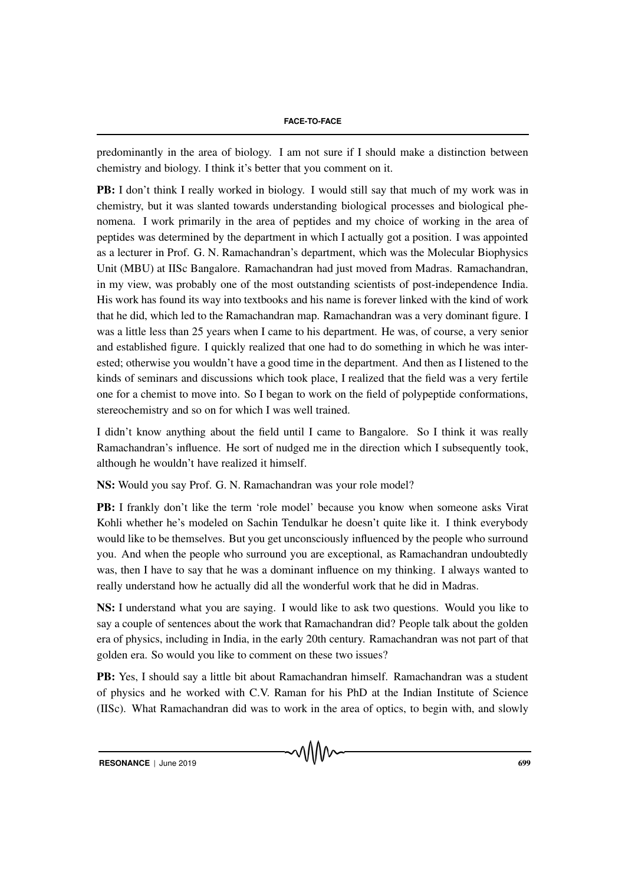predominantly in the area of biology. I am not sure if I should make a distinction between chemistry and biology. I think it's better that you comment on it.

**PB:** I don't think I really worked in biology. I would still say that much of my work was in chemistry, but it was slanted towards understanding biological processes and biological phenomena. I work primarily in the area of peptides and my choice of working in the area of peptides was determined by the department in which I actually got a position. I was appointed as a lecturer in Prof. G. N. Ramachandran's department, which was the Molecular Biophysics Unit (MBU) at IISc Bangalore. Ramachandran had just moved from Madras. Ramachandran, in my view, was probably one of the most outstanding scientists of post-independence India. His work has found its way into textbooks and his name is forever linked with the kind of work that he did, which led to the Ramachandran map. Ramachandran was a very dominant figure. I was a little less than 25 years when I came to his department. He was, of course, a very senior and established figure. I quickly realized that one had to do something in which he was interested; otherwise you wouldn't have a good time in the department. And then as I listened to the kinds of seminars and discussions which took place, I realized that the field was a very fertile one for a chemist to move into. So I began to work on the field of polypeptide conformations, stereochemistry and so on for which I was well trained.

I didn't know anything about the field until I came to Bangalore. So I think it was really Ramachandran's influence. He sort of nudged me in the direction which I subsequently took, although he wouldn't have realized it himself.

**NS:** Would you say Prof. G. N. Ramachandran was your role model?

**PB:** I frankly don't like the term 'role model' because you know when someone asks Virat Kohli whether he's modeled on Sachin Tendulkar he doesn't quite like it. I think everybody would like to be themselves. But you get unconsciously influenced by the people who surround you. And when the people who surround you are exceptional, as Ramachandran undoubtedly was, then I have to say that he was a dominant influence on my thinking. I always wanted to really understand how he actually did all the wonderful work that he did in Madras.

**NS:** I understand what you are saying. I would like to ask two questions. Would you like to say a couple of sentences about the work that Ramachandran did? People talk about the golden era of physics, including in India, in the early 20th century. Ramachandran was not part of that golden era. So would you like to comment on these two issues?

**PB:** Yes, I should say a little bit about Ramachandran himself. Ramachandran was a student of physics and he worked with C.V. Raman for his PhD at the Indian Institute of Science (IISc). What Ramachandran did was to work in the area of optics, to begin with, and slowly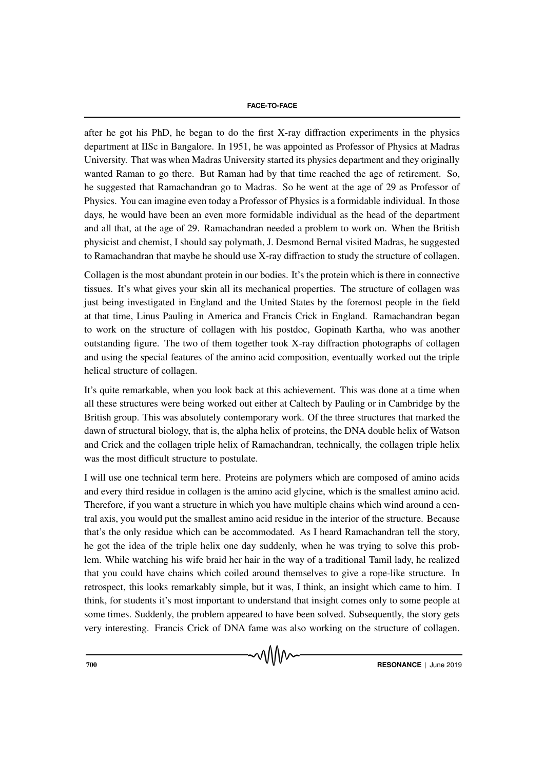after he got his PhD, he began to do the first X-ray diffraction experiments in the physics department at IISc in Bangalore. In 1951, he was appointed as Professor of Physics at Madras University. That was when Madras University started its physics department and they originally wanted Raman to go there. But Raman had by that time reached the age of retirement. So, he suggested that Ramachandran go to Madras. So he went at the age of 29 as Professor of Physics. You can imagine even today a Professor of Physics is a formidable individual. In those days, he would have been an even more formidable individual as the head of the department and all that, at the age of 29. Ramachandran needed a problem to work on. When the British physicist and chemist, I should say polymath, J. Desmond Bernal visited Madras, he suggested to Ramachandran that maybe he should use X-ray diffraction to study the structure of collagen.

Collagen is the most abundant protein in our bodies. It's the protein which is there in connective tissues. It's what gives your skin all its mechanical properties. The structure of collagen was just being investigated in England and the United States by the foremost people in the field at that time, Linus Pauling in America and Francis Crick in England. Ramachandran began to work on the structure of collagen with his postdoc, Gopinath Kartha, who was another outstanding figure. The two of them together took X-ray diffraction photographs of collagen and using the special features of the amino acid composition, eventually worked out the triple helical structure of collagen.

It's quite remarkable, when you look back at this achievement. This was done at a time when all these structures were being worked out either at Caltech by Pauling or in Cambridge by the British group. This was absolutely contemporary work. Of the three structures that marked the dawn of structural biology, that is, the alpha helix of proteins, the DNA double helix of Watson and Crick and the collagen triple helix of Ramachandran, technically, the collagen triple helix was the most difficult structure to postulate.

I will use one technical term here. Proteins are polymers which are composed of amino acids and every third residue in collagen is the amino acid glycine, which is the smallest amino acid. Therefore, if you want a structure in which you have multiple chains which wind around a central axis, you would put the smallest amino acid residue in the interior of the structure. Because that's the only residue which can be accommodated. As I heard Ramachandran tell the story, he got the idea of the triple helix one day suddenly, when he was trying to solve this problem. While watching his wife braid her hair in the way of a traditional Tamil lady, he realized that you could have chains which coiled around themselves to give a rope-like structure. In retrospect, this looks remarkably simple, but it was, I think, an insight which came to him. I think, for students it's most important to understand that insight comes only to some people at some times. Suddenly, the problem appeared to have been solved. Subsequently, the story gets very interesting. Francis Crick of DNA fame was also working on the structure of collagen.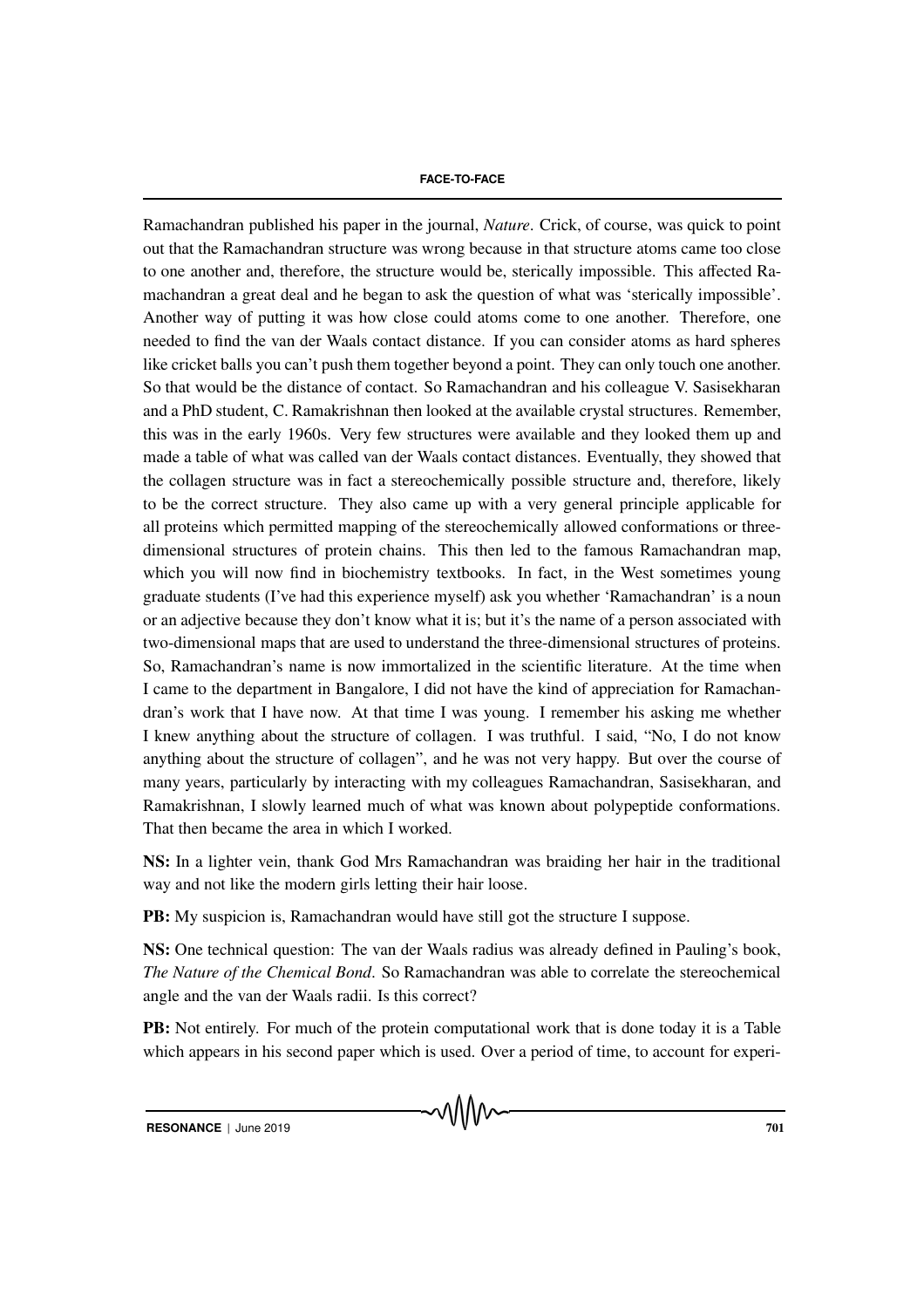Ramachandran published his paper in the journal, *Nature*. Crick, of course, was quick to point out that the Ramachandran structure was wrong because in that structure atoms came too close to one another and, therefore, the structure would be, sterically impossible. This affected Ramachandran a great deal and he began to ask the question of what was 'sterically impossible'. Another way of putting it was how close could atoms come to one another. Therefore, one needed to find the van der Waals contact distance. If you can consider atoms as hard spheres like cricket balls you can't push them together beyond a point. They can only touch one another. So that would be the distance of contact. So Ramachandran and his colleague V. Sasisekharan and a PhD student, C. Ramakrishnan then looked at the available crystal structures. Remember, this was in the early 1960s. Very few structures were available and they looked them up and made a table of what was called van der Waals contact distances. Eventually, they showed that the collagen structure was in fact a stereochemically possible structure and, therefore, likely to be the correct structure. They also came up with a very general principle applicable for all proteins which permitted mapping of the stereochemically allowed conformations or three-dimensional structures of protein chains. This then led to the famous Ramachandran map, which you will now find in biochemistry textbooks. In fact, in the West sometimes young graduate students (I've had this experience myself) ask you whether 'Ramachandran' is a noun or an adjective because they don't know what it is; but it's the name of a person associated with two-dimensional maps that are used to understand the three-dimensional structures of proteins. So, Ramachandran's name is now immortalized in the scientific literature. At the time when I came to the department in Bangalore, I did not have the kind of appreciation for Ramachandran's work that I have now. At that time I was young. I remember his asking me whether I knew anything about the structure of collagen. I was truthful. I said, "No, I do not know anything about the structure of collagen", and he was not very happy. But over the course of many years, particularly by interacting with my colleagues Ramachandran, Sasisekharan, and Ramakrishnan, I slowly learned much of what was known about polypeptide conformations. That then became the area in which I worked.

**NS:** In a lighter vein, thank God Mrs Ramachandran was braiding her hair in the traditional way and not like the modern girls letting their hair loose.

**PB:** My suspicion is, Ramachandran would have still got the structure I suppose.

**NS:** One technical question: The van der Waals radius was already defined in Pauling's book, *The Nature of the Chemical Bond*. So Ramachandran was able to correlate the stereochemical angle and the van der Waals radii. Is this correct?

**PB:** Not entirely. For much of the protein computational work that is done today it is a Table which appears in his second paper which is used. Over a period of time, to account for experi-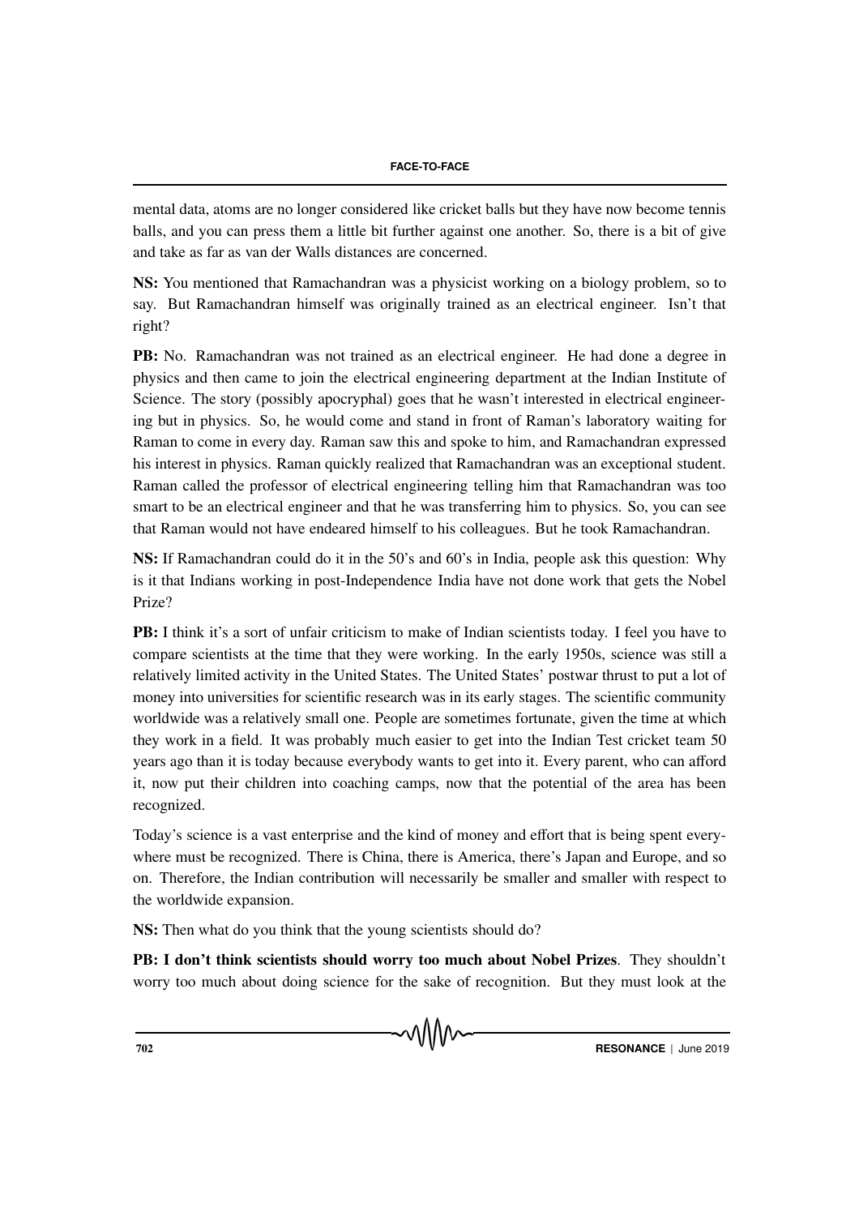mental data, atoms are no longer considered like cricket balls but they have now become tennis balls, and you can press them a little bit further against one another. So, there is a bit of give and take as far as van der Walls distances are concerned.

**NS:** You mentioned that Ramachandran was a physicist working on a biology problem, so to say. But Ramachandran himself was originally trained as an electrical engineer. Isn't that right?

**PB:** No. Ramachandran was not trained as an electrical engineer. He had done a degree in physics and then came to join the electrical engineering department at the Indian Institute of Science. The story (possibly apocryphal) goes that he wasn't interested in electrical engineering but in physics. So, he would come and stand in front of Raman's laboratory waiting for Raman to come in every day. Raman saw this and spoke to him, and Ramachandran expressed his interest in physics. Raman quickly realized that Ramachandran was an exceptional student. Raman called the professor of electrical engineering telling him that Ramachandran was too smart to be an electrical engineer and that he was transferring him to physics. So, you can see that Raman would not have endeared himself to his colleagues. But he took Ramachandran.

**NS:** If Ramachandran could do it in the 50's and 60's in India, people ask this question: Why is it that Indians working in post-Independence India have not done work that gets the Nobel Prize?

**PB:** I think it's a sort of unfair criticism to make of Indian scientists today. I feel you have to compare scientists at the time that they were working. In the early 1950s, science was still a relatively limited activity in the United States. The United States' postwar thrust to put a lot of money into universities for scientific research was in its early stages. The scientific community worldwide was a relatively small one. People are sometimes fortunate, given the time at which they work in a field. It was probably much easier to get into the Indian Test cricket team 50 years ago than it is today because everybody wants to get into it. Every parent, who can afford it, now put their children into coaching camps, now that the potential of the area has been recognized.

Today's science is a vast enterprise and the kind of money and effort that is being spent everywhere must be recognized. There is China, there is America, there's Japan and Europe, and so on. Therefore, the Indian contribution will necessarily be smaller and smaller with respect to the worldwide expansion.

**NS:** Then what do you think that the young scientists should do?

**PB: I don't think scientists should worry too much about Nobel Prizes**. They shouldn't worry too much about doing science for the sake of recognition. But they must look at the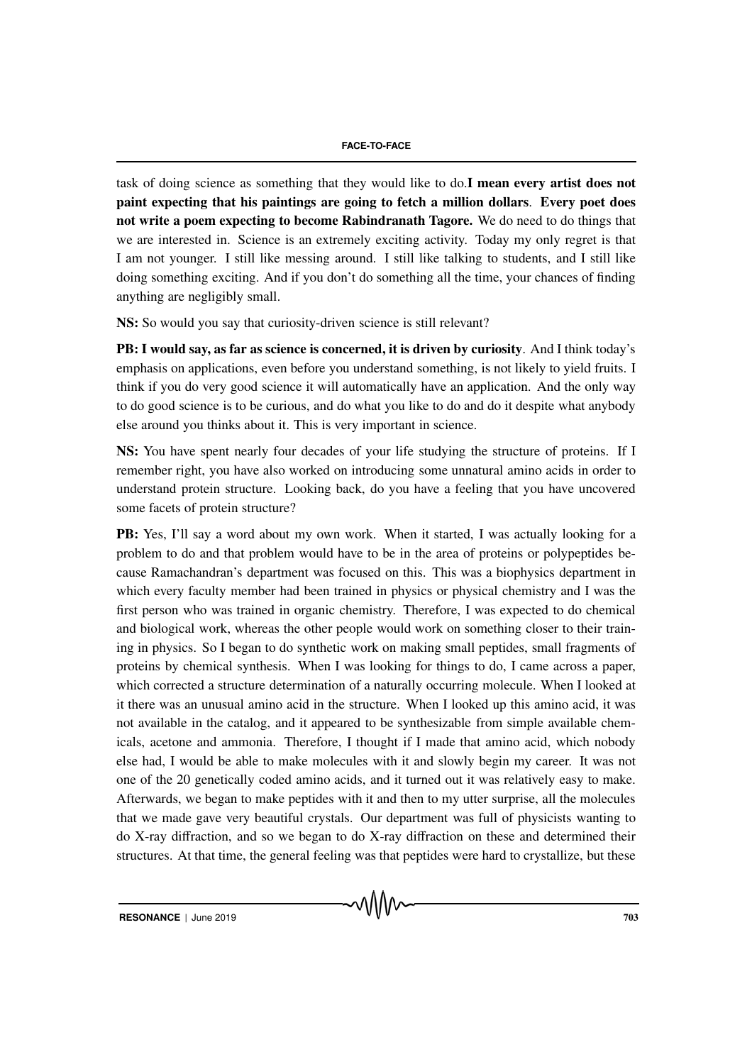task of doing science as something that they would like to do.**I mean every artist does not paint expecting that his paintings are going to fetch a million dollars**. **Every poet does not write a poem expecting to become Rabindranath Tagore.** We do need to do things that we are interested in. Science is an extremely exciting activity. Today my only regret is that I am not younger. I still like messing around. I still like talking to students, and I still like doing something exciting. And if you don't do something all the time, your chances of finding anything are negligibly small.

**NS:** So would you say that curiosity-driven science is still relevant?

**PB: I would say, as far as science is concerned, it is driven by curiosity**. And I think today's emphasis on applications, even before you understand something, is not likely to yield fruits. I think if you do very good science it will automatically have an application. And the only way to do good science is to be curious, and do what you like to do and do it despite what anybody else around you thinks about it. This is very important in science.

**NS:** You have spent nearly four decades of your life studying the structure of proteins. If I remember right, you have also worked on introducing some unnatural amino acids in order to understand protein structure. Looking back, do you have a feeling that you have uncovered some facets of protein structure?

**PB:** Yes, I'll say a word about my own work. When it started, I was actually looking for a problem to do and that problem would have to be in the area of proteins or polypeptides because Ramachandran's department was focused on this. This was a biophysics department in which every faculty member had been trained in physics or physical chemistry and I was the first person who was trained in organic chemistry. Therefore, I was expected to do chemical and biological work, whereas the other people would work on something closer to their training in physics. So I began to do synthetic work on making small peptides, small fragments of proteins by chemical synthesis. When I was looking for things to do, I came across a paper, which corrected a structure determination of a naturally occurring molecule. When I looked at it there was an unusual amino acid in the structure. When I looked up this amino acid, it was not available in the catalog, and it appeared to be synthesizable from simple available chemicals, acetone and ammonia. Therefore, I thought if I made that amino acid, which nobody else had, I would be able to make molecules with it and slowly begin my career. It was not one of the 20 genetically coded amino acids, and it turned out it was relatively easy to make. Afterwards, we began to make peptides with it and then to my utter surprise, all the molecules that we made gave very beautiful crystals. Our department was full of physicists wanting to do X-ray diffraction, and so we began to do X-ray diffraction on these and determined their structures. At that time, the general feeling was that peptides were hard to crystallize, but these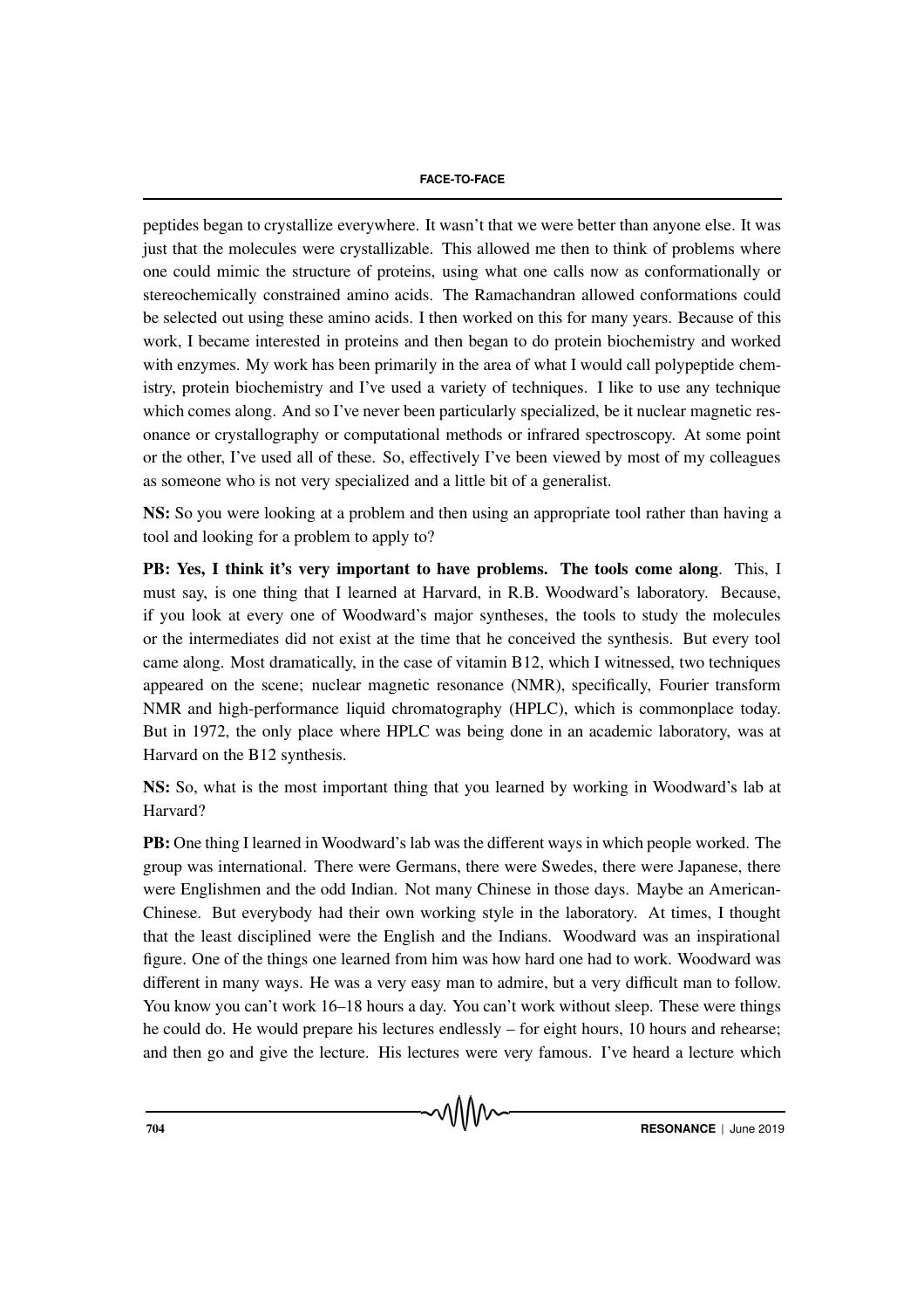peptides began to crystallize everywhere. It wasn't that we were better than anyone else. It was just that the molecules were crystallizable. This allowed me then to think of problems where one could mimic the structure of proteins, using what one calls now as conformationally or stereochemically constrained amino acids. The Ramachandran allowed conformations could be selected out using these amino acids. I then worked on this for many years. Because of this work, I became interested in proteins and then began to do protein biochemistry and worked with enzymes. My work has been primarily in the area of what I would call polypeptide chemistry, protein biochemistry and I've used a variety of techniques. I like to use any technique which comes along. And so I've never been particularly specialized, be it nuclear magnetic resonance or crystallography or computational methods or infrared spectroscopy. At some point or the other, I've used all of these. So, effectively I've been viewed by most of my colleagues as someone who is not very specialized and a little bit of a generalist.

**NS:** So you were looking at a problem and then using an appropriate tool rather than having a tool and looking for a problem to apply to?

**PB: Yes, I think it's very important to have problems. The tools come along**. This, I must say, is one thing that I learned at Harvard, in R.B. Woodward's laboratory. Because, if you look at every one of Woodward's major syntheses, the tools to study the molecules or the intermediates did not exist at the time that he conceived the synthesis. But every tool came along. Most dramatically, in the case of vitamin B12, which I witnessed, two techniques appeared on the scene; nuclear magnetic resonance (NMR), specifically, Fourier transform NMR and high-performance liquid chromatography (HPLC), which is commonplace today. But in 1972, the only place where HPLC was being done in an academic laboratory, was at Harvard on the B12 synthesis.

**NS:** So, what is the most important thing that you learned by working in Woodward's lab at Harvard?

**PB:** One thing I learned in Woodward's lab was the different ways in which people worked. The group was international. There were Germans, there were Swedes, there were Japanese, there were Englishmen and the odd Indian. Not many Chinese in those days. Maybe an American-Chinese. But everybody had their own working style in the laboratory. At times, I thought that the least disciplined were the English and the Indians. Woodward was an inspirational figure. One of the things one learned from him was how hard one had to work. Woodward was different in many ways. He was a very easy man to admire, but a very difficult man to follow. You know you can't work 16–18 hours a day. You can't work without sleep. These were things he could do. He would prepare his lectures endlessly – for eight hours, 10 hours and rehearse; and then go and give the lecture. His lectures were very famous. I've heard a lecture which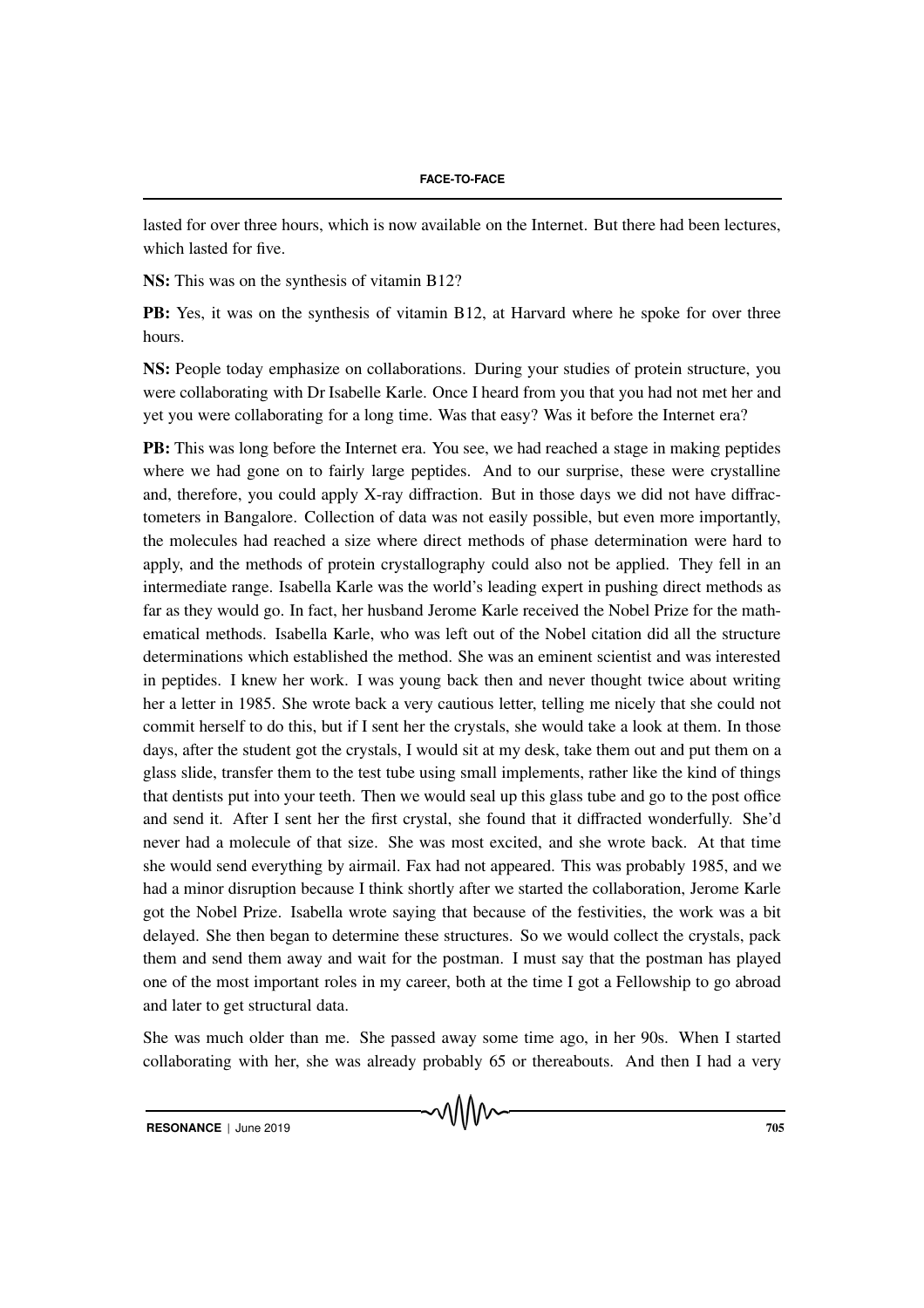lasted for over three hours, which is now available on the Internet. But there had been lectures, which lasted for five.

**NS:** This was on the synthesis of vitamin B12?

**PB:** Yes, it was on the synthesis of vitamin B12, at Harvard where he spoke for over three hours.

**NS:** People today emphasize on collaborations. During your studies of protein structure, you were collaborating with Dr Isabelle Karle. Once I heard from you that you had not met her and yet you were collaborating for a long time. Was that easy? Was it before the Internet era?

**PB:** This was long before the Internet era. You see, we had reached a stage in making peptides where we had gone on to fairly large peptides. And to our surprise, these were crystalline and, therefore, you could apply X-ray diffraction. But in those days we did not have diffractometers in Bangalore. Collection of data was not easily possible, but even more importantly, the molecules had reached a size where direct methods of phase determination were hard to apply, and the methods of protein crystallography could also not be applied. They fell in an intermediate range. Isabella Karle was the world's leading expert in pushing direct methods as far as they would go. In fact, her husband Jerome Karle received the Nobel Prize for the mathematical methods. Isabella Karle, who was left out of the Nobel citation did all the structure determinations which established the method. She was an eminent scientist and was interested in peptides. I knew her work. I was young back then and never thought twice about writing her a letter in 1985. She wrote back a very cautious letter, telling me nicely that she could not commit herself to do this, but if I sent her the crystals, she would take a look at them. In those days, after the student got the crystals, I would sit at my desk, take them out and put them on a glass slide, transfer them to the test tube using small implements, rather like the kind of things that dentists put into your teeth. Then we would seal up this glass tube and go to the post office and send it. After I sent her the first crystal, she found that it diffracted wonderfully. She'd never had a molecule of that size. She was most excited, and she wrote back. At that time she would send everything by airmail. Fax had not appeared. This was probably 1985, and we had a minor disruption because I think shortly after we started the collaboration, Jerome Karle got the Nobel Prize. Isabella wrote saying that because of the festivities, the work was a bit delayed. She then began to determine these structures. So we would collect the crystals, pack them and send them away and wait for the postman. I must say that the postman has played one of the most important roles in my career, both at the time I got a Fellowship to go abroad and later to get structural data.

She was much older than me. She passed away some time ago, in her 90s. When I started collaborating with her, she was already probably 65 or thereabouts. And then I had a very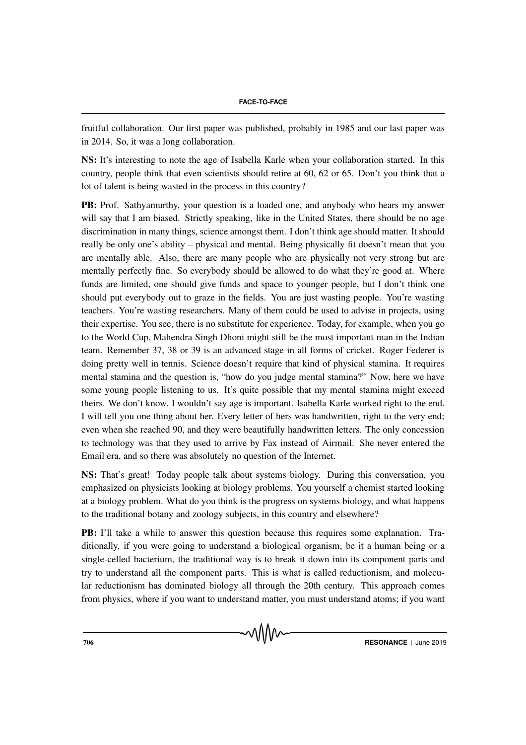fruitful collaboration. Our first paper was published, probably in 1985 and our last paper was in 2014. So, it was a long collaboration.

**NS:** It's interesting to note the age of Isabella Karle when your collaboration started. In this country, people think that even scientists should retire at 60, 62 or 65. Don't you think that a lot of talent is being wasted in the process in this country?

**PB:** Prof. Sathyamurthy, your question is a loaded one, and anybody who hears my answer will say that I am biased. Strictly speaking, like in the United States, there should be no age discrimination in many things, science amongst them. I don't think age should matter. It should really be only one's ability – physical and mental. Being physically fit doesn't mean that you are mentally able. Also, there are many people who are physically not very strong but are mentally perfectly fine. So everybody should be allowed to do what they're good at. Where funds are limited, one should give funds and space to younger people, but I don't think one should put everybody out to graze in the fields. You are just wasting people. You're wasting teachers. You're wasting researchers. Many of them could be used to advise in projects, using their expertise. You see, there is no substitute for experience. Today, for example, when you go to the World Cup, Mahendra Singh Dhoni might still be the most important man in the Indian team. Remember 37, 38 or 39 is an advanced stage in all forms of cricket. Roger Federer is doing pretty well in tennis. Science doesn't require that kind of physical stamina. It requires mental stamina and the question is, "how do you judge mental stamina?" Now, here we have some young people listening to us. It's quite possible that my mental stamina might exceed theirs. We don't know. I wouldn't say age is important. Isabella Karle worked right to the end. I will tell you one thing about her. Every letter of hers was handwritten, right to the very end; even when she reached 90, and they were beautifully handwritten letters. The only concession to technology was that they used to arrive by Fax instead of Airmail. She never entered the Email era, and so there was absolutely no question of the Internet.

**NS:** That's great! Today people talk about systems biology. During this conversation, you emphasized on physicists looking at biology problems. You yourself a chemist started looking at a biology problem. What do you think is the progress on systems biology, and what happens to the traditional botany and zoology subjects, in this country and elsewhere?

**PB:** I'll take a while to answer this question because this requires some explanation. Traditionally, if you were going to understand a biological organism, be it a human being or a single-celled bacterium, the traditional way is to break it down into its component parts and try to understand all the component parts. This is what is called reductionism, and molecular reductionism has dominated biology all through the 20th century. This approach comes from physics, where if you want to understand matter, you must understand atoms; if you want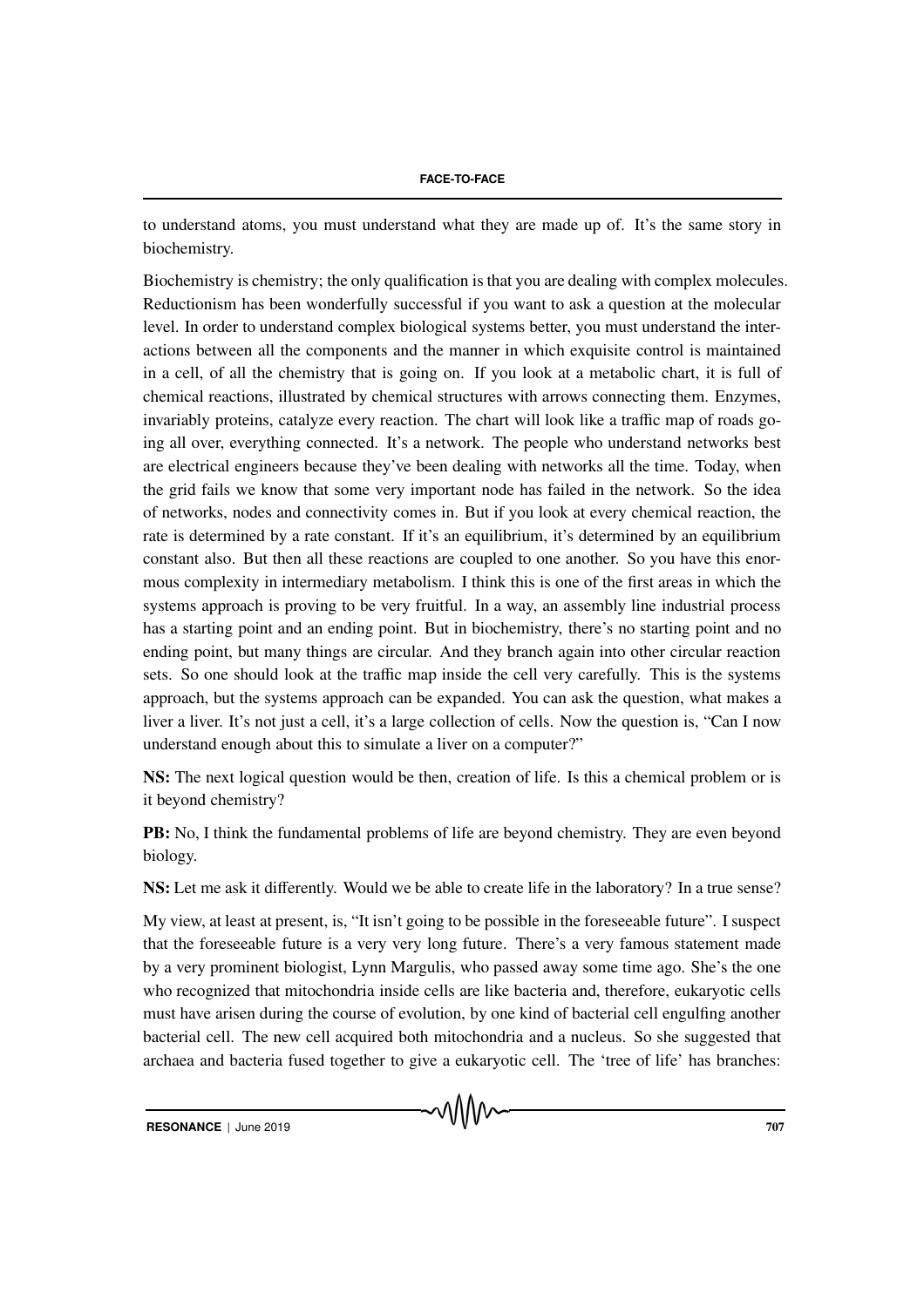to understand atoms, you must understand what they are made up of. It's the same story in biochemistry.

Biochemistry is chemistry; the only qualification is that you are dealing with complex molecules. Reductionism has been wonderfully successful if you want to ask a question at the molecular level. In order to understand complex biological systems better, you must understand the interactions between all the components and the manner in which exquisite control is maintained in a cell, of all the chemistry that is going on. If you look at a metabolic chart, it is full of chemical reactions, illustrated by chemical structures with arrows connecting them. Enzymes, invariably proteins, catalyze every reaction. The chart will look like a traffic map of roads going all over, everything connected. It's a network. The people who understand networks best are electrical engineers because they've been dealing with networks all the time. Today, when the grid fails we know that some very important node has failed in the network. So the idea of networks, nodes and connectivity comes in. But if you look at every chemical reaction, the rate is determined by a rate constant. If it's an equilibrium, it's determined by an equilibrium constant also. But then all these reactions are coupled to one another. So you have this enormous complexity in intermediary metabolism. I think this is one of the first areas in which the systems approach is proving to be very fruitful. In a way, an assembly line industrial process has a starting point and an ending point. But in biochemistry, there's no starting point and no ending point, but many things are circular. And they branch again into other circular reaction sets. So one should look at the traffic map inside the cell very carefully. This is the systems approach, but the systems approach can be expanded. You can ask the question, what makes a liver a liver. It's not just a cell, it's a large collection of cells. Now the question is, "Can I now understand enough about this to simulate a liver on a computer?"

**NS:** The next logical question would be then, creation of life. Is this a chemical problem or is it beyond chemistry?

**PB:** No, I think the fundamental problems of life are beyond chemistry. They are even beyond biology.

**NS:** Let me ask it differently. Would we be able to create life in the laboratory? In a true sense?

My view, at least at present, is, "It isn't going to be possible in the foreseeable future". I suspect that the foreseeable future is a very very long future. There's a very famous statement made by a very prominent biologist, Lynn Margulis, who passed away some time ago. She's the one who recognized that mitochondria inside cells are like bacteria and, therefore, eukaryotic cells must have arisen during the course of evolution, by one kind of bacterial cell engulfing another bacterial cell. The new cell acquired both mitochondria and a nucleus. So she suggested that archaea and bacteria fused together to give a eukaryotic cell. The 'tree of life' has branches: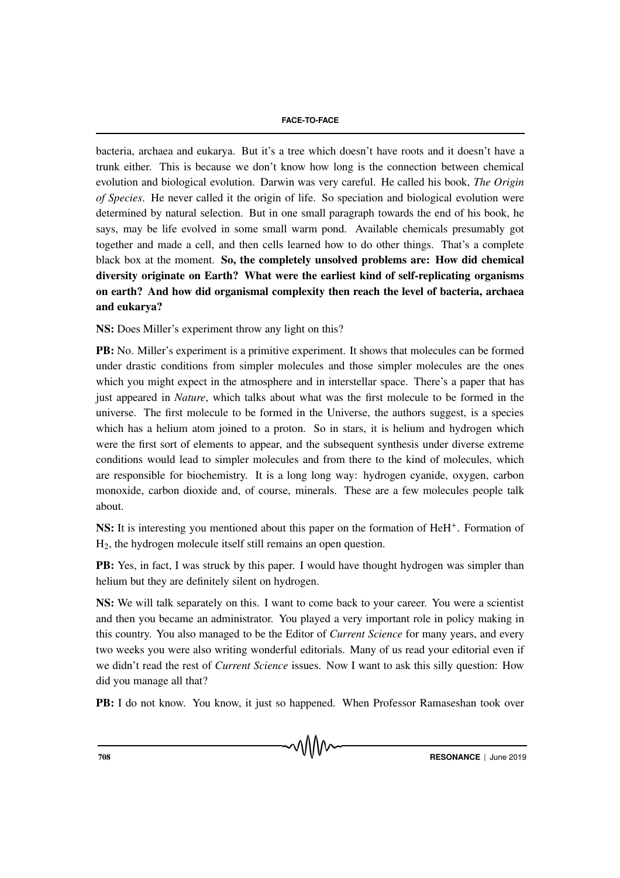bacteria, archaea and eukarya. But it's a tree which doesn't have roots and it doesn't have a trunk either. This is because we don't know how long is the connection between chemical evolution and biological evolution. Darwin was very careful. He called his book, *The Origin of Species*. He never called it the origin of life. So speciation and biological evolution were determined by natural selection. But in one small paragraph towards the end of his book, he says, may be life evolved in some small warm pond. Available chemicals presumably got together and made a cell, and then cells learned how to do other things. That's a complete black box at the moment. **So, the completely unsolved problems are: How did chemical diversity originate on Earth? What were the earliest kind of self-replicating organisms on earth? And how did organismal complexity then reach the level of bacteria, archaea and eukarya?**

**NS:** Does Miller's experiment throw any light on this?

**PB:** No. Miller's experiment is a primitive experiment. It shows that molecules can be formed under drastic conditions from simpler molecules and those simpler molecules are the ones which you might expect in the atmosphere and in interstellar space. There's a paper that has just appeared in *Nature*, which talks about what was the first molecule to be formed in the universe. The first molecule to be formed in the Universe, the authors suggest, is a species which has a helium atom joined to a proton. So in stars, it is helium and hydrogen which were the first sort of elements to appear, and the subsequent synthesis under diverse extreme conditions would lead to simpler molecules and from there to the kind of molecules, which are responsible for biochemistry. It is a long long way: hydrogen cyanide, oxygen, carbon monoxide, carbon dioxide and, of course, minerals. These are a few molecules people talk about.

**NS:** It is interesting you mentioned about this paper on the formation of $HeH^+$. Formation of $H_2$, the hydrogen molecule itself still remains an open question.

**PB:** Yes, in fact, I was struck by this paper. I would have thought hydrogen was simpler than helium but they are definitely silent on hydrogen.

**NS:** We will talk separately on this. I want to come back to your career. You were a scientist and then you became an administrator. You played a very important role in policy making in this country. You also managed to be the Editor of *Current Science* for many years, and every two weeks you were also writing wonderful editorials. Many of us read your editorial even if we didn't read the rest of *Current Science* issues. Now I want to ask this silly question: How did you manage all that?

**PB:** I do not know. You know, it just so happened. When Professor Ramaseshan took over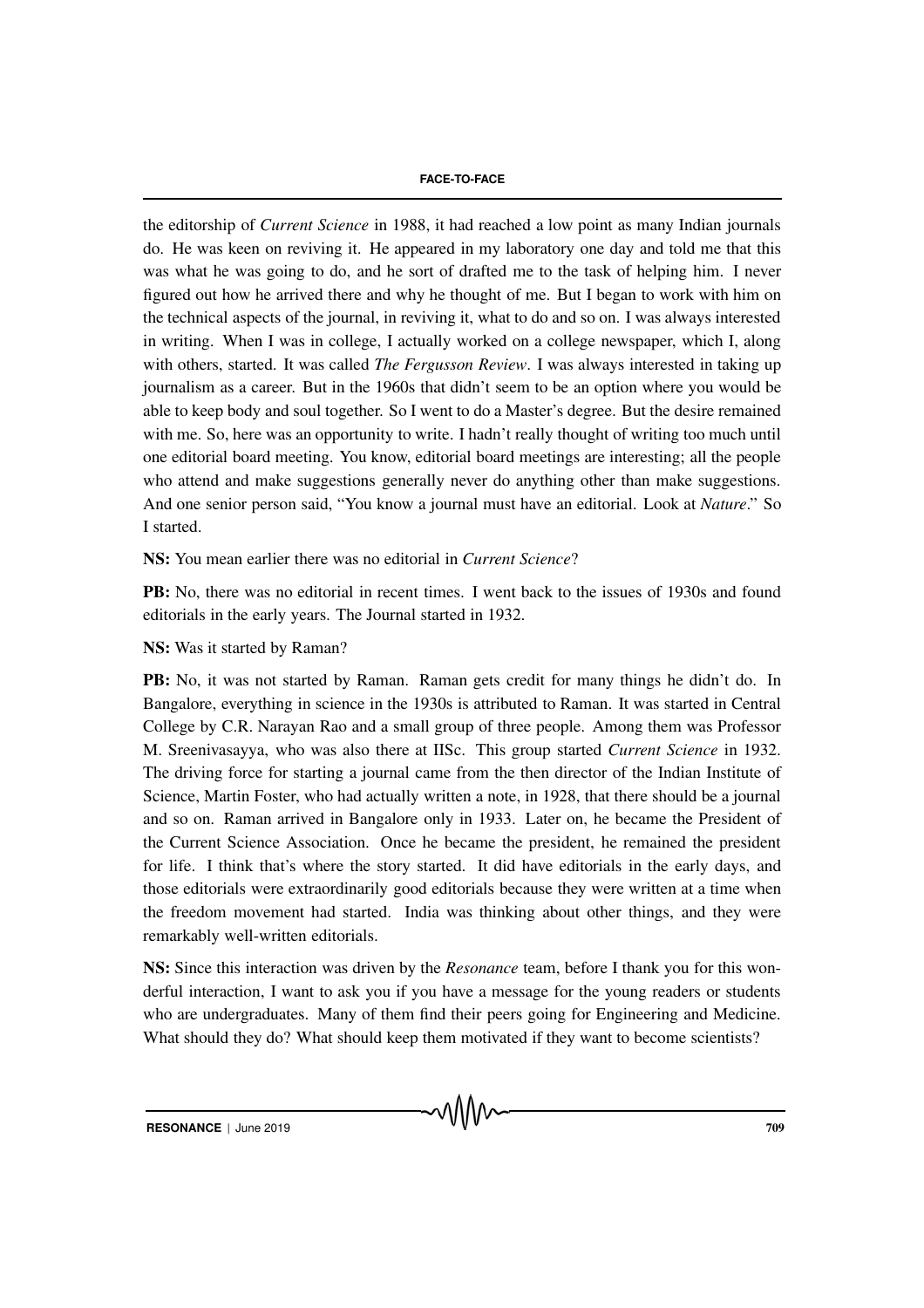the editorship of *Current Science* in 1988, it had reached a low point as many Indian journals do. He was keen on reviving it. He appeared in my laboratory one day and told me that this was what he was going to do, and he sort of drafted me to the task of helping him. I never figured out how he arrived there and why he thought of me. But I began to work with him on the technical aspects of the journal, in reviving it, what to do and so on. I was always interested in writing. When I was in college, I actually worked on a college newspaper, which I, along with others, started. It was called *The Fergusson Review*. I was always interested in taking up journalism as a career. But in the 1960s that didn't seem to be an option where you would be able to keep body and soul together. So I went to do a Master's degree. But the desire remained with me. So, here was an opportunity to write. I hadn't really thought of writing too much until one editorial board meeting. You know, editorial board meetings are interesting; all the people who attend and make suggestions generally never do anything other than make suggestions. And one senior person said, "You know a journal must have an editorial. Look at *Nature*." So I started.

**NS:** You mean earlier there was no editorial in *Current Science*?

**PB:** No, there was no editorial in recent times. I went back to the issues of 1930s and found editorials in the early years. The Journal started in 1932.

**NS:** Was it started by Raman?

**PB:** No, it was not started by Raman. Raman gets credit for many things he didn't do. In Bangalore, everything in science in the 1930s is attributed to Raman. It was started in Central College by C.R. Narayan Rao and a small group of three people. Among them was Professor M. Sreenivasayya, who was also there at IISc. This group started *Current Science* in 1932. The driving force for starting a journal came from the then director of the Indian Institute of Science, Martin Foster, who had actually written a note, in 1928, that there should be a journal and so on. Raman arrived in Bangalore only in 1933. Later on, he became the President of the Current Science Association. Once he became the president, he remained the president for life. I think that's where the story started. It did have editorials in the early days, and those editorials were extraordinarily good editorials because they were written at a time when the freedom movement had started. India was thinking about other things, and they were remarkably well-written editorials.

**NS:** Since this interaction was driven by the *Resonance* team, before I thank you for this wonderful interaction, I want to ask you if you have a message for the young readers or students who are undergraduates. Many of them find their peers going for Engineering and Medicine. What should they do? What should keep them motivated if they want to become scientists?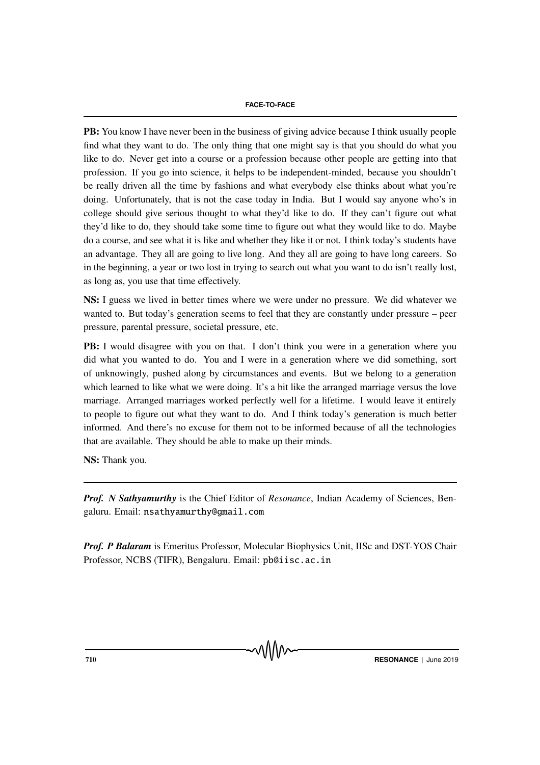**PB:** You know I have never been in the business of giving advice because I think usually people find what they want to do. The only thing that one might say is that you should do what you like to do. Never get into a course or a profession because other people are getting into that profession. If you go into science, it helps to be independent-minded, because you shouldn't be really driven all the time by fashions and what everybody else thinks about what you're doing. Unfortunately, that is not the case today in India. But I would say anyone who's in college should give serious thought to what they'd like to do. If they can't figure out what they'd like to do, they should take some time to figure out what they would like to do. Maybe do a course, and see what it is like and whether they like it or not. I think today's students have an advantage. They all are going to live long. And they all are going to have long careers. So in the beginning, a year or two lost in trying to search out what you want to do isn't really lost, as long as, you use that time effectively.

**NS:** I guess we lived in better times where we were under no pressure. We did whatever we wanted to. But today's generation seems to feel that they are constantly under pressure – peer pressure, parental pressure, societal pressure, etc.

**PB:** I would disagree with you on that. I don't think you were in a generation where you did what you wanted to do. You and I were in a generation where we did something, sort of unknowingly, pushed along by circumstances and events. But we belong to a generation which learned to like what we were doing. It's a bit like the arranged marriage versus the love marriage. Arranged marriages worked perfectly well for a lifetime. I would leave it entirely to people to figure out what they want to do. And I think today's generation is much better informed. And there's no excuse for them not to be informed because of all the technologies that are available. They should be able to make up their minds.

**NS:** Thank you.

---

***Prof. N Sathyamurthy*** is the Chief Editor of *Resonance*, Indian Academy of Sciences, Bengaluru. Email: nsathyamurthy@gmail.com

***Prof. P Balaram*** is Emeritus Professor, Molecular Biophysics Unit, IISc and DST-YOS Chair Professor, NCBS (TIFR), Bengaluru. Email: pb@iisc.ac.in